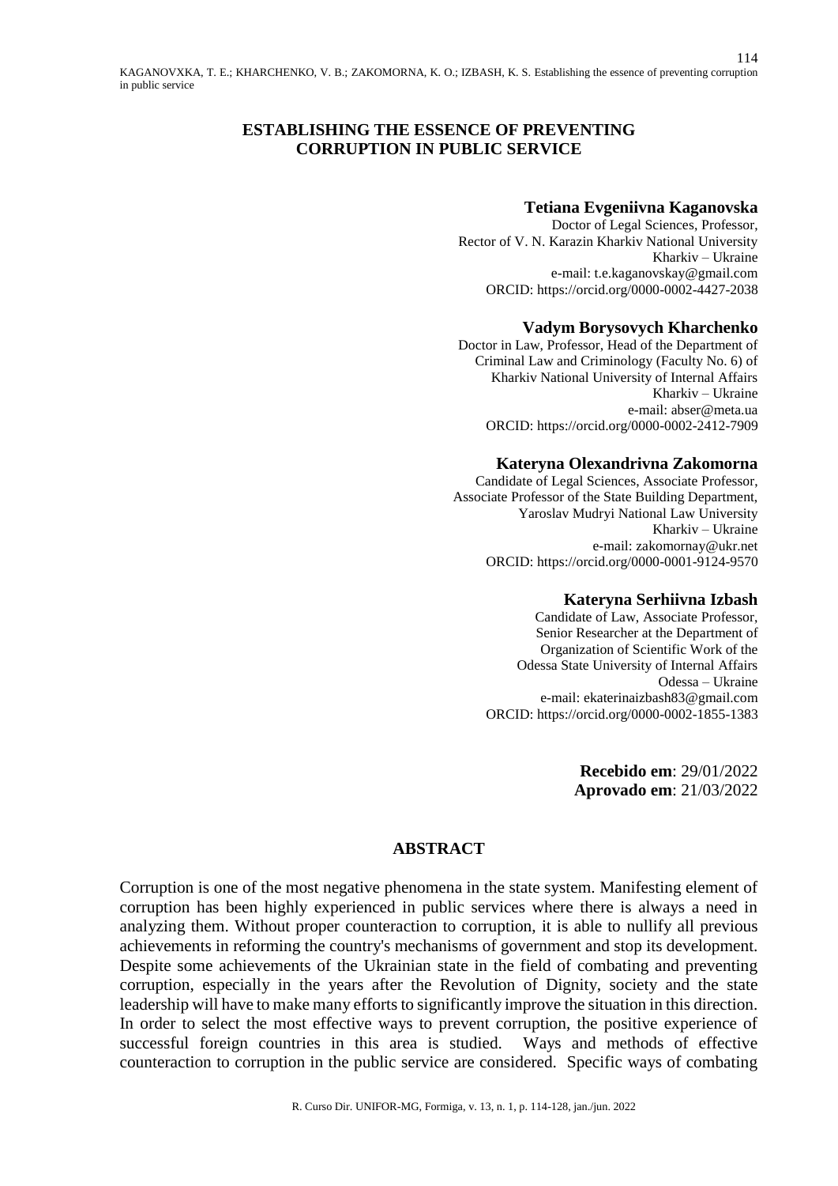# ESTABLISHING THE ESSENCE OF PREVENTING CORRUPTION IN PUBLIC SERVICE

**Tetiana Evgeniivna Kaganovska**
Doctor of Legal Sciences, Professor,
Rector of V. N. Karazin Kharkiv National University
Kharkiv – Ukraine
e-mail: t.e.kaganovskay@gmail.com
ORCID: https://orcid.org/0000-0002-4427-2038

**Vadym Borysovych Kharchenko**
Doctor in Law, Professor, Head of the Department of
Criminal Law and Criminology (Faculty No. 6) of
Kharkiv National University of Internal Affairs
Kharkiv – Ukraine
e-mail: abser@meta.ua
ORCID: https://orcid.org/0000-0002-2412-7909

**Kateryna Olexandrivna Zakomorna**
Candidate of Legal Sciences, Associate Professor,
Associate Professor of the State Building Department,
Yaroslav Mudryi National Law University
Kharkiv – Ukraine
e-mail: zakomornay@ukr.net
ORCID: https://orcid.org/0000-0001-9124-9570

**Kateryna Serhiivna Izbash**
Candidate of Law, Associate Professor,
Senior Researcher at the Department of
Organization of Scientific Work of the
Odessa State University of Internal Affairs
Odessa – Ukraine
e-mail: ekaterinaizbash83@gmail.com
ORCID: https://orcid.org/0000-0002-1855-1383

**Recebido em**: 29/01/2022
**Aprovado em**: 21/03/2022

## ABSTRACT

Corruption is one of the most negative phenomena in the state system. Manifesting element of corruption has been highly experienced in public services where there is always a need in analyzing them. Without proper counteraction to corruption, it is able to nullify all previous achievements in reforming the country's mechanisms of government and stop its development. Despite some achievements of the Ukrainian state in the field of combating and preventing corruption, especially in the years after the Revolution of Dignity, society and the state leadership will have to make many efforts to significantly improve the situation in this direction. In order to select the most effective ways to prevent corruption, the positive experience of successful foreign countries in this area is studied. Ways and methods of effective counteraction to corruption in the public service are considered. Specific ways of combating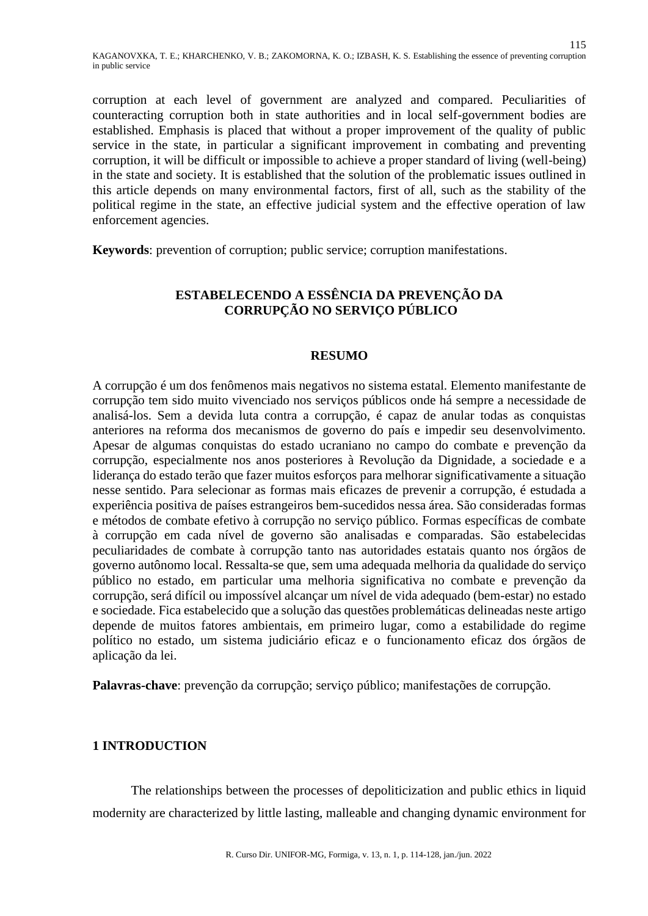corruption at each level of government are analyzed and compared. Peculiarities of counteracting corruption both in state authorities and in local self-government bodies are established. Emphasis is placed that without a proper improvement of the quality of public service in the state, in particular a significant improvement in combating and preventing corruption, it will be difficult or impossible to achieve a proper standard of living (well-being) in the state and society. It is established that the solution of the problematic issues outlined in this article depends on many environmental factors, first of all, such as the stability of the political regime in the state, an effective judicial system and the effective operation of law enforcement agencies.

**Keywords**: prevention of corruption; public service; corruption manifestations.

## ESTABELECENDO A ESSÊNCIA DA PREVENÇÃO DA CORRUPÇÃO NO SERVIÇO PÚBLICO

### RESUMO

A corrupção é um dos fenômenos mais negativos no sistema estatal. Elemento manifestante de corrupção tem sido muito vivenciado nos serviços públicos onde há sempre a necessidade de analisá-los. Sem a devida luta contra a corrupção, é capaz de anular todas as conquistas anteriores na reforma dos mecanismos de governo do país e impedir seu desenvolvimento. Apesar de algumas conquistas do estado ucraniano no campo do combate e prevenção da corrupção, especialmente nos anos posteriores à Revolução da Dignidade, a sociedade e a liderança do estado terão que fazer muitos esforços para melhorar significativamente a situação nesse sentido. Para selecionar as formas mais eficazes de prevenir a corrupção, é estudada a experiência positiva de países estrangeiros bem-sucedidos nessa área. São consideradas formas e métodos de combate efetivo à corrupção no serviço público. Formas específicas de combate à corrupção em cada nível de governo são analisadas e comparadas. São estabelecidas peculiaridades de combate à corrupção tanto nas autoridades estatais quanto nos órgãos de governo autônomo local. Ressalta-se que, sem uma adequada melhoria da qualidade do serviço público no estado, em particular uma melhoria significativa no combate e prevenção da corrupção, será difícil ou impossível alcançar um nível de vida adequado (bem-estar) no estado e sociedade. Fica estabelecido que a solução das questões problemáticas delineadas neste artigo depende de muitos fatores ambientais, em primeiro lugar, como a estabilidade do regime político no estado, um sistema judiciário eficaz e o funcionamento eficaz dos órgãos de aplicação da lei.

**Palavras-chave**: prevenção da corrupção; serviço público; manifestações de corrupção.

## 1 INTRODUCTION

The relationships between the processes of depoliticization and public ethics in liquid modernity are characterized by little lasting, malleable and changing dynamic environment for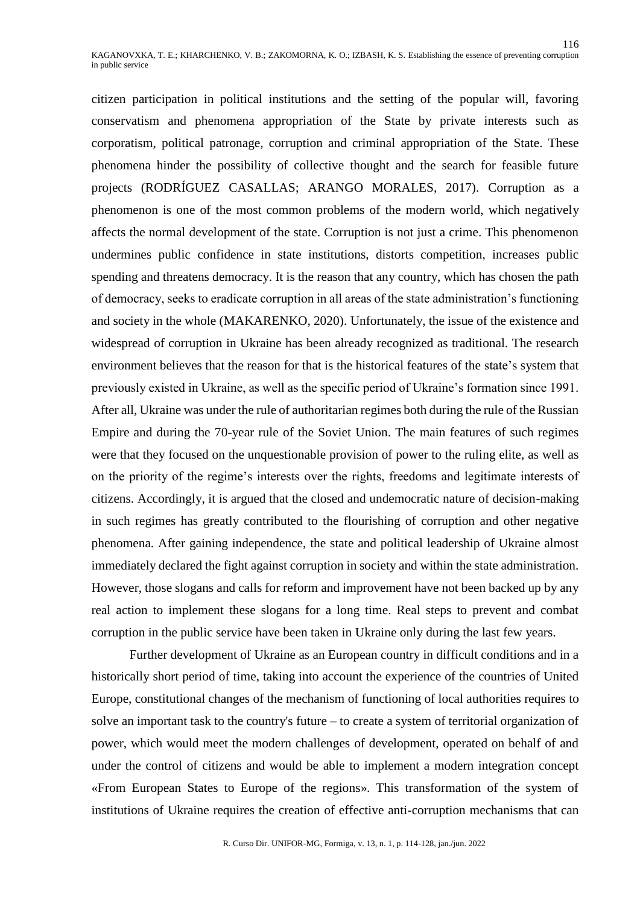citizen participation in political institutions and the setting of the popular will, favoring conservatism and phenomena appropriation of the State by private interests such as corporatism, political patronage, corruption and criminal appropriation of the State. These phenomena hinder the possibility of collective thought and the search for feasible future projects (RODRÍGUEZ CASALLAS; ARANGO MORALES, 2017). Corruption as a phenomenon is one of the most common problems of the modern world, which negatively affects the normal development of the state. Corruption is not just a crime. This phenomenon undermines public confidence in state institutions, distorts competition, increases public spending and threatens democracy. It is the reason that any country, which has chosen the path of democracy, seeks to eradicate corruption in all areas of the state administration's functioning and society in the whole (MAKARENKO, 2020). Unfortunately, the issue of the existence and widespread of corruption in Ukraine has been already recognized as traditional. The research environment believes that the reason for that is the historical features of the state's system that previously existed in Ukraine, as well as the specific period of Ukraine's formation since 1991. After all, Ukraine was under the rule of authoritarian regimes both during the rule of the Russian Empire and during the 70-year rule of the Soviet Union. The main features of such regimes were that they focused on the unquestionable provision of power to the ruling elite, as well as on the priority of the regime's interests over the rights, freedoms and legitimate interests of citizens. Accordingly, it is argued that the closed and undemocratic nature of decision-making in such regimes has greatly contributed to the flourishing of corruption and other negative phenomena. After gaining independence, the state and political leadership of Ukraine almost immediately declared the fight against corruption in society and within the state administration. However, those slogans and calls for reform and improvement have not been backed up by any real action to implement these slogans for a long time. Real steps to prevent and combat corruption in the public service have been taken in Ukraine only during the last few years.

Further development of Ukraine as an European country in difficult conditions and in a historically short period of time, taking into account the experience of the countries of United Europe, constitutional changes of the mechanism of functioning of local authorities requires to solve an important task to the country's future – to create a system of territorial organization of power, which would meet the modern challenges of development, operated on behalf of and under the control of citizens and would be able to implement a modern integration concept «From European States to Europe of the regions». This transformation of the system of institutions of Ukraine requires the creation of effective anti-corruption mechanisms that can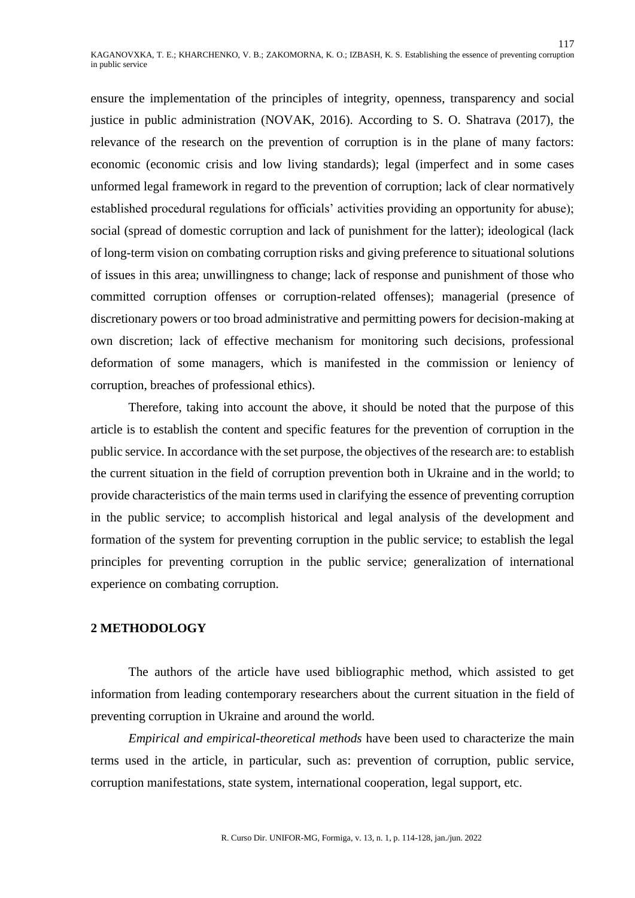ensure the implementation of the principles of integrity, openness, transparency and social justice in public administration (NOVAK, 2016). According to S. O. Shatrava (2017), the relevance of the research on the prevention of corruption is in the plane of many factors: economic (economic crisis and low living standards); legal (imperfect and in some cases unformed legal framework in regard to the prevention of corruption; lack of clear normatively established procedural regulations for officials' activities providing an opportunity for abuse); social (spread of domestic corruption and lack of punishment for the latter); ideological (lack of long-term vision on combating corruption risks and giving preference to situational solutions of issues in this area; unwillingness to change; lack of response and punishment of those who committed corruption offenses or corruption-related offenses); managerial (presence of discretionary powers or too broad administrative and permitting powers for decision-making at own discretion; lack of effective mechanism for monitoring such decisions, professional deformation of some managers, which is manifested in the commission or leniency of corruption, breaches of professional ethics).

Therefore, taking into account the above, it should be noted that the purpose of this article is to establish the content and specific features for the prevention of corruption in the public service. In accordance with the set purpose, the objectives of the research are: to establish the current situation in the field of corruption prevention both in Ukraine and in the world; to provide characteristics of the main terms used in clarifying the essence of preventing corruption in the public service; to accomplish historical and legal analysis of the development and formation of the system for preventing corruption in the public service; to establish the legal principles for preventing corruption in the public service; generalization of international experience on combating corruption.

## 2 METHODOLOGY

The authors of the article have used bibliographic method, which assisted to get information from leading contemporary researchers about the current situation in the field of preventing corruption in Ukraine and around the world.

*Empirical and empirical-theoretical methods* have been used to characterize the main terms used in the article, in particular, such as: prevention of corruption, public service, corruption manifestations, state system, international cooperation, legal support, etc.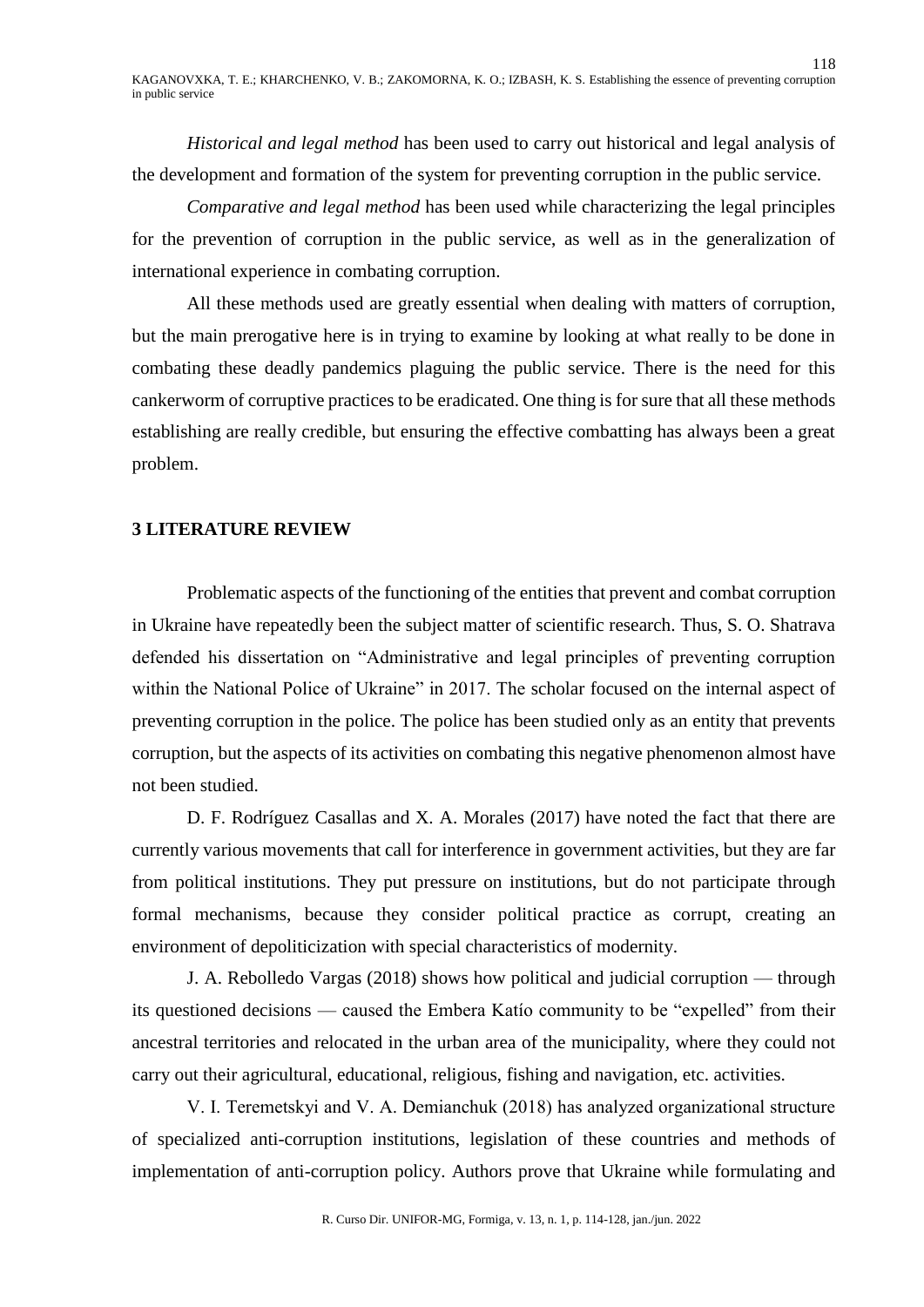*Historical and legal method* has been used to carry out historical and legal analysis of the development and formation of the system for preventing corruption in the public service.

*Comparative and legal method* has been used while characterizing the legal principles for the prevention of corruption in the public service, as well as in the generalization of international experience in combating corruption.

All these methods used are greatly essential when dealing with matters of corruption, but the main prerogative here is in trying to examine by looking at what really to be done in combating these deadly pandemics plaguing the public service. There is the need for this cankerworm of corruptive practices to be eradicated. One thing is for sure that all these methods establishing are really credible, but ensuring the effective combatting has always been a great problem.

## 3 LITERATURE REVIEW

Problematic aspects of the functioning of the entities that prevent and combat corruption in Ukraine have repeatedly been the subject matter of scientific research. Thus, S. O. Shatrava defended his dissertation on "Administrative and legal principles of preventing corruption within the National Police of Ukraine" in 2017. The scholar focused on the internal aspect of preventing corruption in the police. The police has been studied only as an entity that prevents corruption, but the aspects of its activities on combating this negative phenomenon almost have not been studied.

D. F. Rodríguez Casallas and X. A. Morales (2017) have noted the fact that there are currently various movements that call for interference in government activities, but they are far from political institutions. They put pressure on institutions, but do not participate through formal mechanisms, because they consider political practice as corrupt, creating an environment of depoliticization with special characteristics of modernity.

J. A. Rebolledo Vargas (2018) shows how political and judicial corruption — through its questioned decisions — caused the Embera Katío community to be "expelled" from their ancestral territories and relocated in the urban area of the municipality, where they could not carry out their agricultural, educational, religious, fishing and navigation, etc. activities.

V. I. Teremetskyi and V. A. Demianchuk (2018) has analyzed organizational structure of specialized anti-corruption institutions, legislation of these countries and methods of implementation of anti-corruption policy. Authors prove that Ukraine while formulating and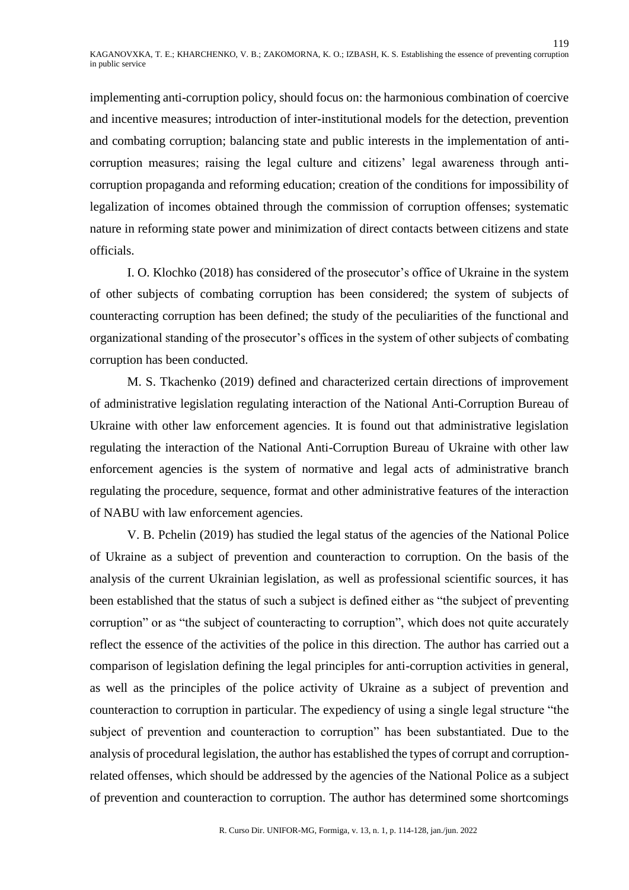implementing anti-corruption policy, should focus on: the harmonious combination of coercive and incentive measures; introduction of inter-institutional models for the detection, prevention and combating corruption; balancing state and public interests in the implementation of anti-corruption measures; raising the legal culture and citizens' legal awareness through anti-corruption propaganda and reforming education; creation of the conditions for impossibility of legalization of incomes obtained through the commission of corruption offenses; systematic nature in reforming state power and minimization of direct contacts between citizens and state officials.

I. O. Klochko (2018) has considered of the prosecutor's office of Ukraine in the system of other subjects of combating corruption has been considered; the system of subjects of counteracting corruption has been defined; the study of the peculiarities of the functional and organizational standing of the prosecutor's offices in the system of other subjects of combating corruption has been conducted.

M. S. Tkachenko (2019) defined and characterized certain directions of improvement of administrative legislation regulating interaction of the National Anti-Corruption Bureau of Ukraine with other law enforcement agencies. It is found out that administrative legislation regulating the interaction of the National Anti-Corruption Bureau of Ukraine with other law enforcement agencies is the system of normative and legal acts of administrative branch regulating the procedure, sequence, format and other administrative features of the interaction of NABU with law enforcement agencies.

V. B. Pchelin (2019) has studied the legal status of the agencies of the National Police of Ukraine as a subject of prevention and counteraction to corruption. On the basis of the analysis of the current Ukrainian legislation, as well as professional scientific sources, it has been established that the status of such a subject is defined either as "the subject of preventing corruption" or as "the subject of counteracting to corruption", which does not quite accurately reflect the essence of the activities of the police in this direction. The author has carried out a comparison of legislation defining the legal principles for anti-corruption activities in general, as well as the principles of the police activity of Ukraine as a subject of prevention and counteraction to corruption in particular. The expediency of using a single legal structure "the subject of prevention and counteraction to corruption" has been substantiated. Due to the analysis of procedural legislation, the author has established the types of corrupt and corruption-related offenses, which should be addressed by the agencies of the National Police as a subject of prevention and counteraction to corruption. The author has determined some shortcomings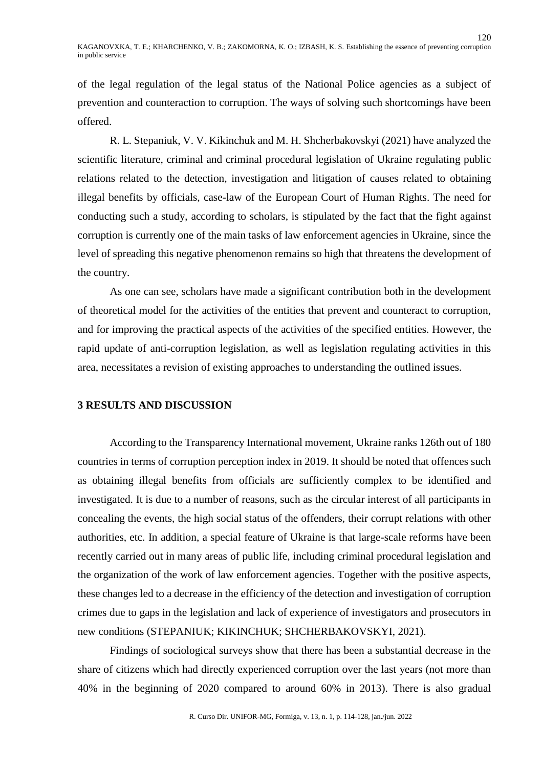of the legal regulation of the legal status of the National Police agencies as a subject of prevention and counteraction to corruption. The ways of solving such shortcomings have been offered.

R. L. Stepaniuk, V. V. Kikinchuk and M. H. Shcherbakovskyi (2021) have analyzed the scientific literature, criminal and criminal procedural legislation of Ukraine regulating public relations related to the detection, investigation and litigation of causes related to obtaining illegal benefits by officials, case-law of the European Court of Human Rights. The need for conducting such a study, according to scholars, is stipulated by the fact that the fight against corruption is currently one of the main tasks of law enforcement agencies in Ukraine, since the level of spreading this negative phenomenon remains so high that threatens the development of the country.

As one can see, scholars have made a significant contribution both in the development of theoretical model for the activities of the entities that prevent and counteract to corruption, and for improving the practical aspects of the activities of the specified entities. However, the rapid update of anti-corruption legislation, as well as legislation regulating activities in this area, necessitates a revision of existing approaches to understanding the outlined issues.

## 3 RESULTS AND DISCUSSION

According to the Transparency International movement, Ukraine ranks 126th out of 180 countries in terms of corruption perception index in 2019. It should be noted that offences such as obtaining illegal benefits from officials are sufficiently complex to be identified and investigated. It is due to a number of reasons, such as the circular interest of all participants in concealing the events, the high social status of the offenders, their corrupt relations with other authorities, etc. In addition, a special feature of Ukraine is that large-scale reforms have been recently carried out in many areas of public life, including criminal procedural legislation and the organization of the work of law enforcement agencies. Together with the positive aspects, these changes led to a decrease in the efficiency of the detection and investigation of corruption crimes due to gaps in the legislation and lack of experience of investigators and prosecutors in new conditions (STEPANIUK; KIKINCHUK; SHCHERBAKOVSKYI, 2021).

Findings of sociological surveys show that there has been a substantial decrease in the share of citizens which had directly experienced corruption over the last years (not more than 40% in the beginning of 2020 compared to around 60% in 2013). There is also gradual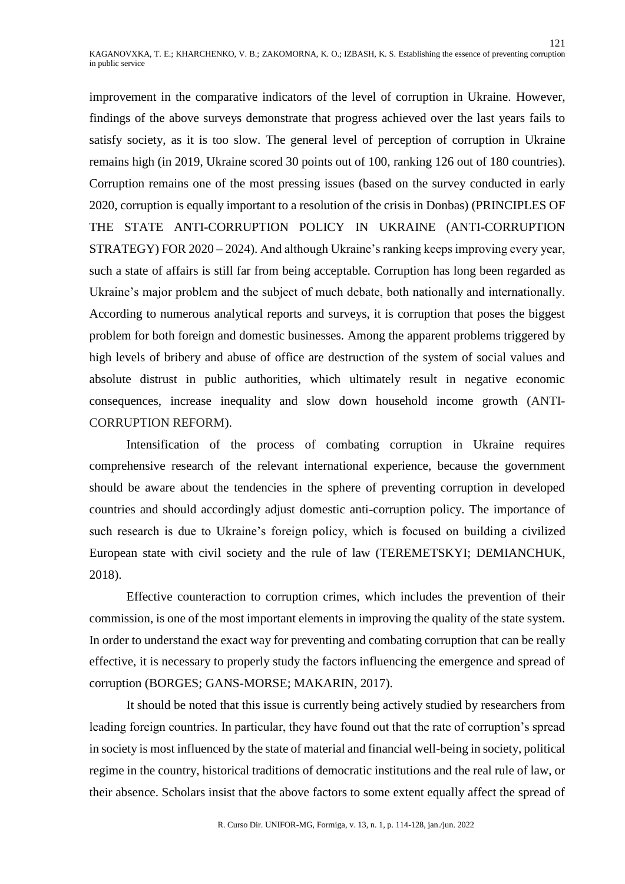improvement in the comparative indicators of the level of corruption in Ukraine. However, findings of the above surveys demonstrate that progress achieved over the last years fails to satisfy society, as it is too slow. The general level of perception of corruption in Ukraine remains high (in 2019, Ukraine scored 30 points out of 100, ranking 126 out of 180 countries). Corruption remains one of the most pressing issues (based on the survey conducted in early 2020, corruption is equally important to a resolution of the crisis in Donbas) (PRINCIPLES OF THE STATE ANTI-CORRUPTION POLICY IN UKRAINE (ANTI-CORRUPTION STRATEGY) FOR 2020 – 2024). And although Ukraine's ranking keeps improving every year, such a state of affairs is still far from being acceptable. Corruption has long been regarded as Ukraine's major problem and the subject of much debate, both nationally and internationally. According to numerous analytical reports and surveys, it is corruption that poses the biggest problem for both foreign and domestic businesses. Among the apparent problems triggered by high levels of bribery and abuse of office are destruction of the system of social values and absolute distrust in public authorities, which ultimately result in negative economic consequences, increase inequality and slow down household income growth (ANTI-CORRUPTION REFORM).

Intensification of the process of combating corruption in Ukraine requires comprehensive research of the relevant international experience, because the government should be aware about the tendencies in the sphere of preventing corruption in developed countries and should accordingly adjust domestic anti-corruption policy. The importance of such research is due to Ukraine's foreign policy, which is focused on building a civilized European state with civil society and the rule of law (TEREMETSKYI; DEMIANCHUK, 2018).

Effective counteraction to corruption crimes, which includes the prevention of their commission, is one of the most important elements in improving the quality of the state system. In order to understand the exact way for preventing and combating corruption that can be really effective, it is necessary to properly study the factors influencing the emergence and spread of corruption (BORGES; GANS-MORSE; MAKARIN, 2017).

It should be noted that this issue is currently being actively studied by researchers from leading foreign countries. In particular, they have found out that the rate of corruption's spread in society is most influenced by the state of material and financial well-being in society, political regime in the country, historical traditions of democratic institutions and the real rule of law, or their absence. Scholars insist that the above factors to some extent equally affect the spread of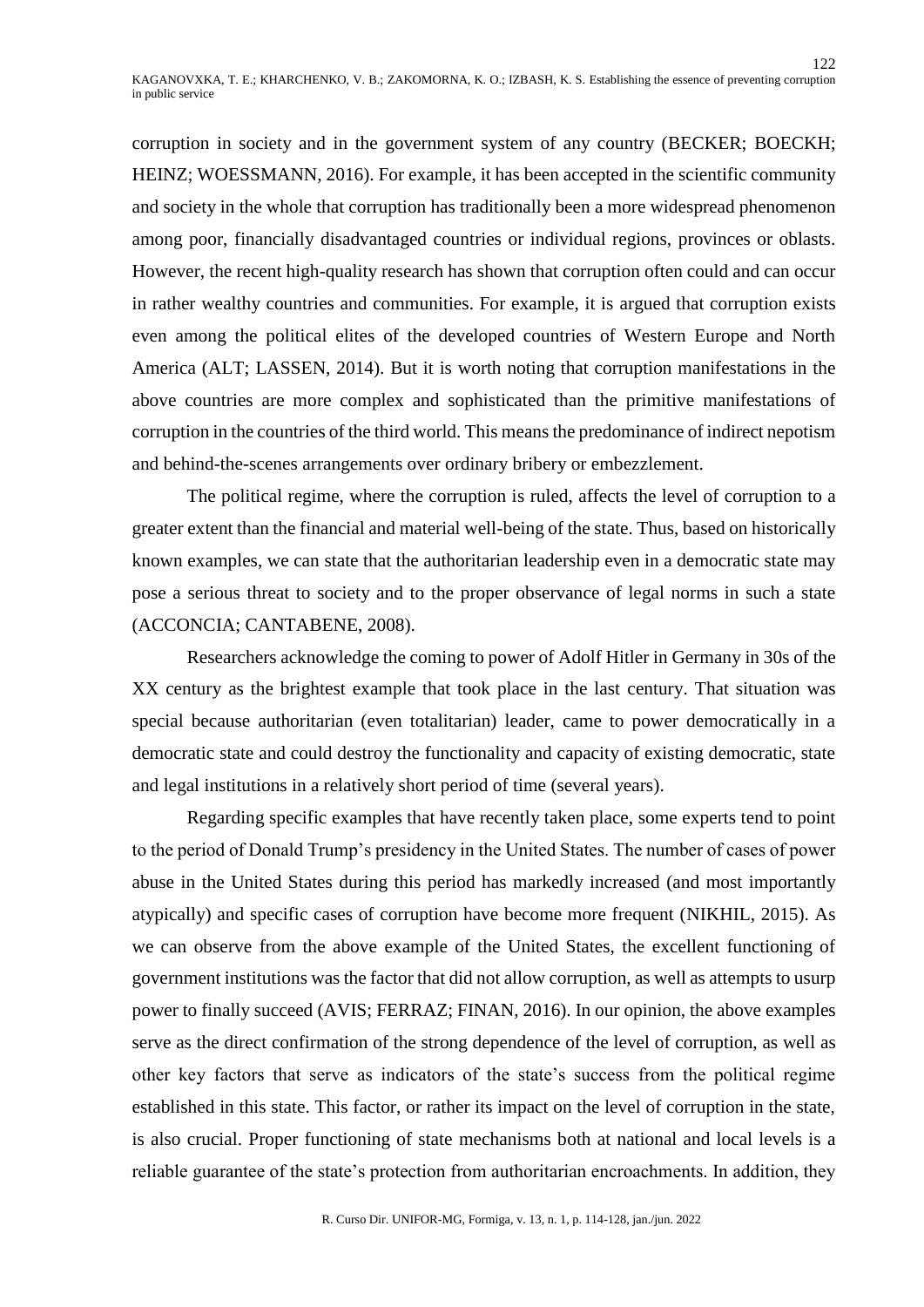corruption in society and in the government system of any country (BECKER; BOECKH; HEINZ; WOESSMANN, 2016). For example, it has been accepted in the scientific community and society in the whole that corruption has traditionally been a more widespread phenomenon among poor, financially disadvantaged countries or individual regions, provinces or oblasts. However, the recent high-quality research has shown that corruption often could and can occur in rather wealthy countries and communities. For example, it is argued that corruption exists even among the political elites of the developed countries of Western Europe and North America (ALT; LASSEN, 2014). But it is worth noting that corruption manifestations in the above countries are more complex and sophisticated than the primitive manifestations of corruption in the countries of the third world. This means the predominance of indirect nepotism and behind-the-scenes arrangements over ordinary bribery or embezzlement.

The political regime, where the corruption is ruled, affects the level of corruption to a greater extent than the financial and material well-being of the state. Thus, based on historically known examples, we can state that the authoritarian leadership even in a democratic state may pose a serious threat to society and to the proper observance of legal norms in such a state (ACCONCIA; CANTABENE, 2008).

Researchers acknowledge the coming to power of Adolf Hitler in Germany in 30s of the XX century as the brightest example that took place in the last century. That situation was special because authoritarian (even totalitarian) leader, came to power democratically in a democratic state and could destroy the functionality and capacity of existing democratic, state and legal institutions in a relatively short period of time (several years).

Regarding specific examples that have recently taken place, some experts tend to point to the period of Donald Trump's presidency in the United States. The number of cases of power abuse in the United States during this period has markedly increased (and most importantly atypically) and specific cases of corruption have become more frequent (NIKHIL, 2015). As we can observe from the above example of the United States, the excellent functioning of government institutions was the factor that did not allow corruption, as well as attempts to usurp power to finally succeed (AVIS; FERRAZ; FINAN, 2016). In our opinion, the above examples serve as the direct confirmation of the strong dependence of the level of corruption, as well as other key factors that serve as indicators of the state's success from the political regime established in this state. This factor, or rather its impact on the level of corruption in the state, is also crucial. Proper functioning of state mechanisms both at national and local levels is a reliable guarantee of the state's protection from authoritarian encroachments. In addition, they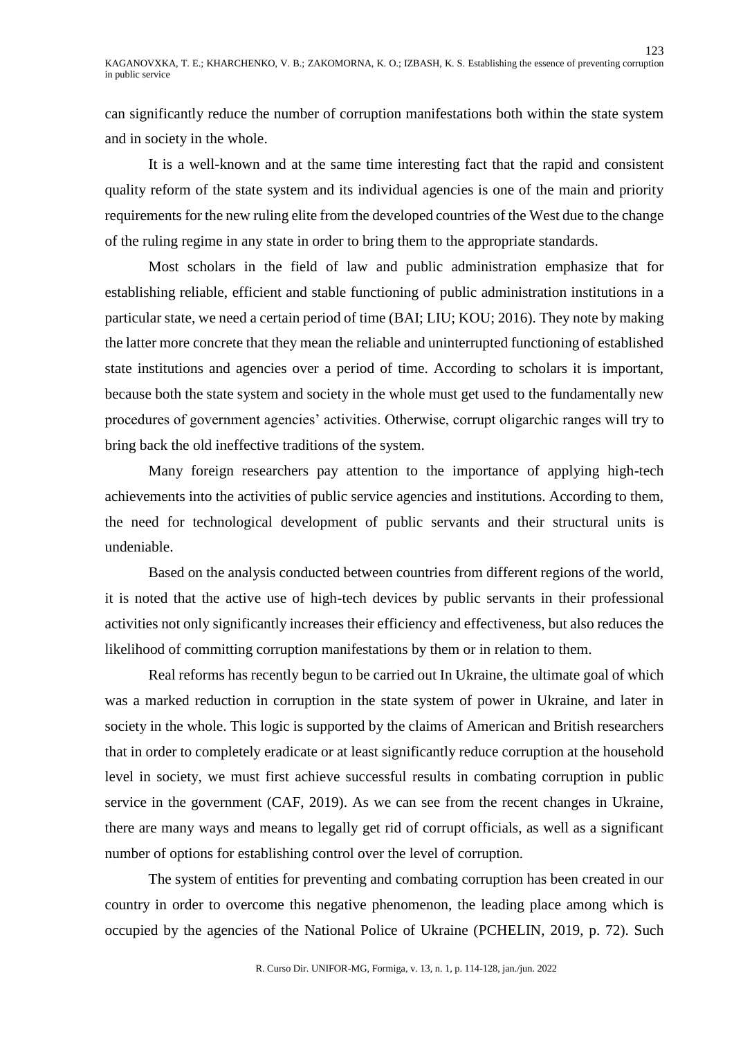can significantly reduce the number of corruption manifestations both within the state system and in society in the whole.

It is a well-known and at the same time interesting fact that the rapid and consistent quality reform of the state system and its individual agencies is one of the main and priority requirements for the new ruling elite from the developed countries of the West due to the change of the ruling regime in any state in order to bring them to the appropriate standards.

Most scholars in the field of law and public administration emphasize that for establishing reliable, efficient and stable functioning of public administration institutions in a particular state, we need a certain period of time (BAI; LIU; KOU; 2016). They note by making the latter more concrete that they mean the reliable and uninterrupted functioning of established state institutions and agencies over a period of time. According to scholars it is important, because both the state system and society in the whole must get used to the fundamentally new procedures of government agencies' activities. Otherwise, corrupt oligarchic ranges will try to bring back the old ineffective traditions of the system.

Many foreign researchers pay attention to the importance of applying high-tech achievements into the activities of public service agencies and institutions. According to them, the need for technological development of public servants and their structural units is undeniable.

Based on the analysis conducted between countries from different regions of the world, it is noted that the active use of high-tech devices by public servants in their professional activities not only significantly increases their efficiency and effectiveness, but also reduces the likelihood of committing corruption manifestations by them or in relation to them.

Real reforms has recently begun to be carried out In Ukraine, the ultimate goal of which was a marked reduction in corruption in the state system of power in Ukraine, and later in society in the whole. This logic is supported by the claims of American and British researchers that in order to completely eradicate or at least significantly reduce corruption at the household level in society, we must first achieve successful results in combating corruption in public service in the government (CAF, 2019). As we can see from the recent changes in Ukraine, there are many ways and means to legally get rid of corrupt officials, as well as a significant number of options for establishing control over the level of corruption.

The system of entities for preventing and combating corruption has been created in our country in order to overcome this negative phenomenon, the leading place among which is occupied by the agencies of the National Police of Ukraine (PCHELIN, 2019, p. 72). Such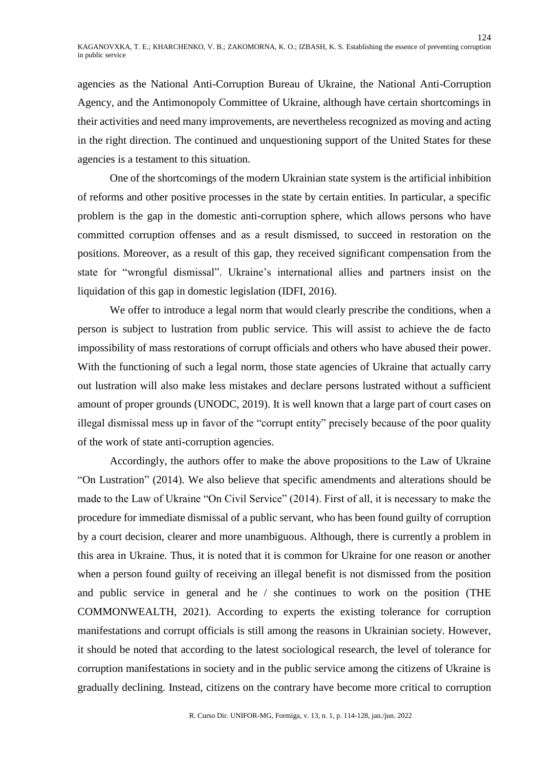agencies as the National Anti-Corruption Bureau of Ukraine, the National Anti-Corruption Agency, and the Antimonopoly Committee of Ukraine, although have certain shortcomings in their activities and need many improvements, are nevertheless recognized as moving and acting in the right direction. The continued and unquestioning support of the United States for these agencies is a testament to this situation.

One of the shortcomings of the modern Ukrainian state system is the artificial inhibition of reforms and other positive processes in the state by certain entities. In particular, a specific problem is the gap in the domestic anti-corruption sphere, which allows persons who have committed corruption offenses and as a result dismissed, to succeed in restoration on the positions. Moreover, as a result of this gap, they received significant compensation from the state for "wrongful dismissal". Ukraine's international allies and partners insist on the liquidation of this gap in domestic legislation (IDFI, 2016).

We offer to introduce a legal norm that would clearly prescribe the conditions, when a person is subject to lustration from public service. This will assist to achieve the de facto impossibility of mass restorations of corrupt officials and others who have abused their power. With the functioning of such a legal norm, those state agencies of Ukraine that actually carry out lustration will also make less mistakes and declare persons lustrated without a sufficient amount of proper grounds (UNODC, 2019). It is well known that a large part of court cases on illegal dismissal mess up in favor of the "corrupt entity" precisely because of the poor quality of the work of state anti-corruption agencies.

Accordingly, the authors offer to make the above propositions to the Law of Ukraine "On Lustration" (2014). We also believe that specific amendments and alterations should be made to the Law of Ukraine "On Civil Service" (2014). First of all, it is necessary to make the procedure for immediate dismissal of a public servant, who has been found guilty of corruption by a court decision, clearer and more unambiguous. Although, there is currently a problem in this area in Ukraine. Thus, it is noted that it is common for Ukraine for one reason or another when a person found guilty of receiving an illegal benefit is not dismissed from the position and public service in general and he / she continues to work on the position (THE COMMONWEALTH, 2021). According to experts the existing tolerance for corruption manifestations and corrupt officials is still among the reasons in Ukrainian society. However, it should be noted that according to the latest sociological research, the level of tolerance for corruption manifestations in society and in the public service among the citizens of Ukraine is gradually declining. Instead, citizens on the contrary have become more critical to corruption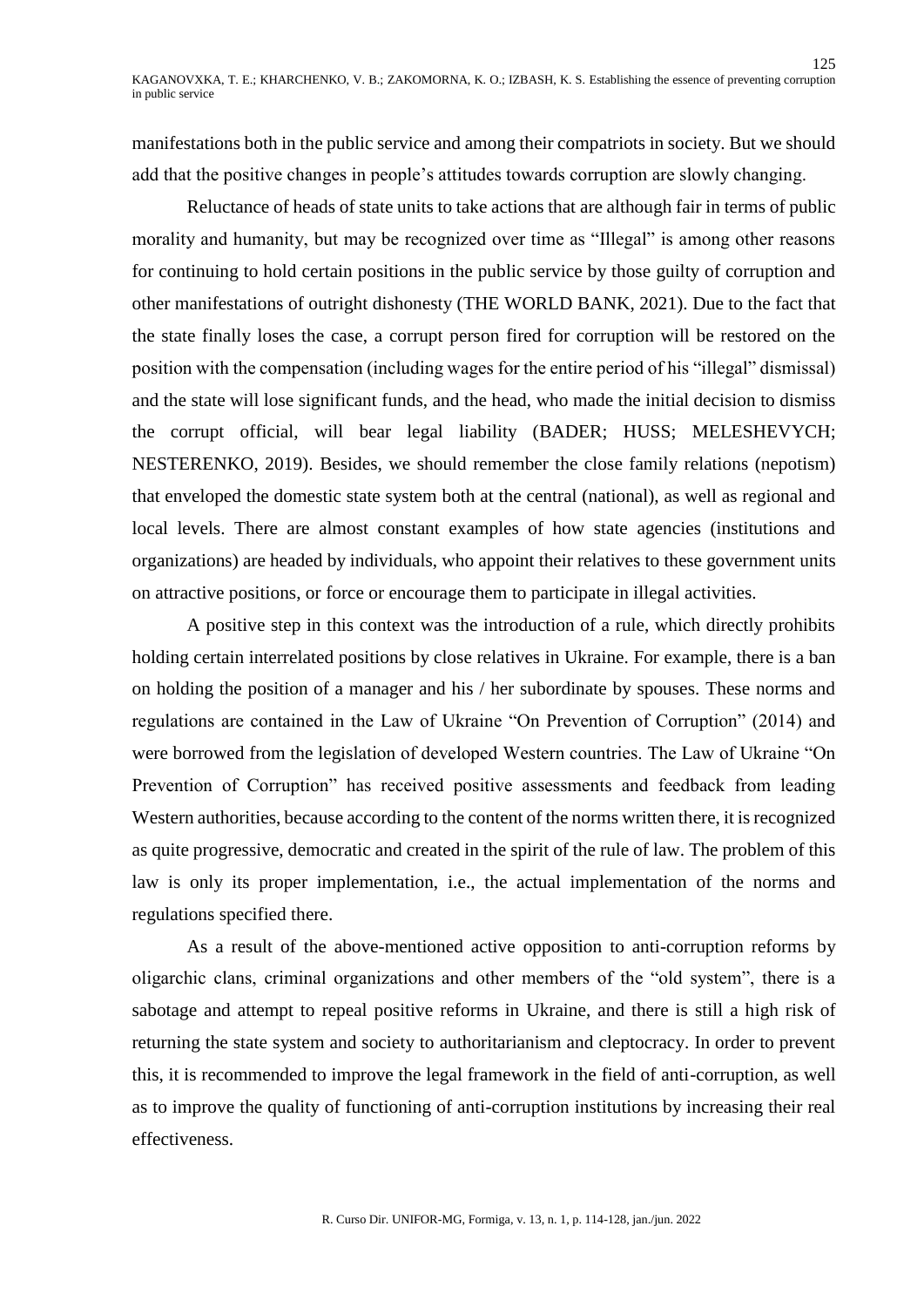manifestations both in the public service and among their compatriots in society. But we should add that the positive changes in people's attitudes towards corruption are slowly changing.

Reluctance of heads of state units to take actions that are although fair in terms of public morality and humanity, but may be recognized over time as "Illegal" is among other reasons for continuing to hold certain positions in the public service by those guilty of corruption and other manifestations of outright dishonesty (THE WORLD BANK, 2021). Due to the fact that the state finally loses the case, a corrupt person fired for corruption will be restored on the position with the compensation (including wages for the entire period of his "illegal" dismissal) and the state will lose significant funds, and the head, who made the initial decision to dismiss the corrupt official, will bear legal liability (BADER; HUSS; MELESHEVYCH; NESTERENKO, 2019). Besides, we should remember the close family relations (nepotism) that enveloped the domestic state system both at the central (national), as well as regional and local levels. There are almost constant examples of how state agencies (institutions and organizations) are headed by individuals, who appoint their relatives to these government units on attractive positions, or force or encourage them to participate in illegal activities.

A positive step in this context was the introduction of a rule, which directly prohibits holding certain interrelated positions by close relatives in Ukraine. For example, there is a ban on holding the position of a manager and his / her subordinate by spouses. These norms and regulations are contained in the Law of Ukraine "On Prevention of Corruption" (2014) and were borrowed from the legislation of developed Western countries. The Law of Ukraine "On Prevention of Corruption" has received positive assessments and feedback from leading Western authorities, because according to the content of the norms written there, it is recognized as quite progressive, democratic and created in the spirit of the rule of law. The problem of this law is only its proper implementation, i.e., the actual implementation of the norms and regulations specified there.

As a result of the above-mentioned active opposition to anti-corruption reforms by oligarchic clans, criminal organizations and other members of the "old system", there is a sabotage and attempt to repeal positive reforms in Ukraine, and there is still a high risk of returning the state system and society to authoritarianism and cleptocracy. In order to prevent this, it is recommended to improve the legal framework in the field of anti-corruption, as well as to improve the quality of functioning of anti-corruption institutions by increasing their real effectiveness.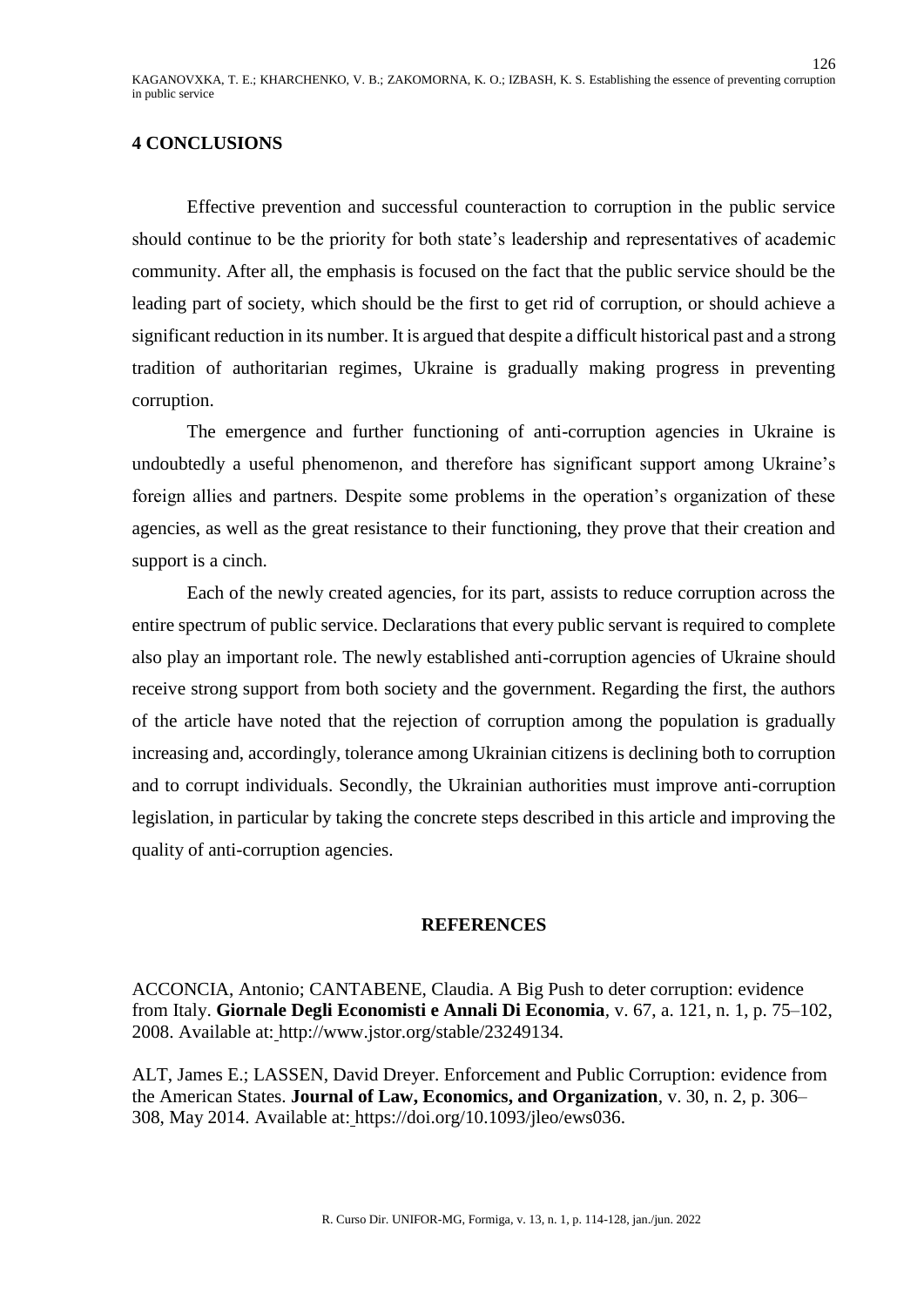## 4 CONCLUSIONS

Effective prevention and successful counteraction to corruption in the public service should continue to be the priority for both state's leadership and representatives of academic community. After all, the emphasis is focused on the fact that the public service should be the leading part of society, which should be the first to get rid of corruption, or should achieve a significant reduction in its number. It is argued that despite a difficult historical past and a strong tradition of authoritarian regimes, Ukraine is gradually making progress in preventing corruption.

The emergence and further functioning of anti-corruption agencies in Ukraine is undoubtedly a useful phenomenon, and therefore has significant support among Ukraine's foreign allies and partners. Despite some problems in the operation's organization of these agencies, as well as the great resistance to their functioning, they prove that their creation and support is a cinch.

Each of the newly created agencies, for its part, assists to reduce corruption across the entire spectrum of public service. Declarations that every public servant is required to complete also play an important role. The newly established anti-corruption agencies of Ukraine should receive strong support from both society and the government. Regarding the first, the authors of the article have noted that the rejection of corruption among the population is gradually increasing and, accordingly, tolerance among Ukrainian citizens is declining both to corruption and to corrupt individuals. Secondly, the Ukrainian authorities must improve anti-corruption legislation, in particular by taking the concrete steps described in this article and improving the quality of anti-corruption agencies.

## REFERENCES

ACCONCIA, Antonio; CANTABENE, Claudia. A Big Push to deter corruption: evidence from Italy. **Giornale Degli Economisti e Annali Di Economia**, v. 67, a. 121, n. 1, p. 75–102, 2008. Available at: http://www.jstor.org/stable/23249134.

ALT, James E.; LASSEN, David Dreyer. Enforcement and Public Corruption: evidence from the American States. **Journal of Law, Economics, and Organization**, v. 30, n. 2, p. 306–308, May 2014. Available at: https://doi.org/10.1093/jleo/ews036.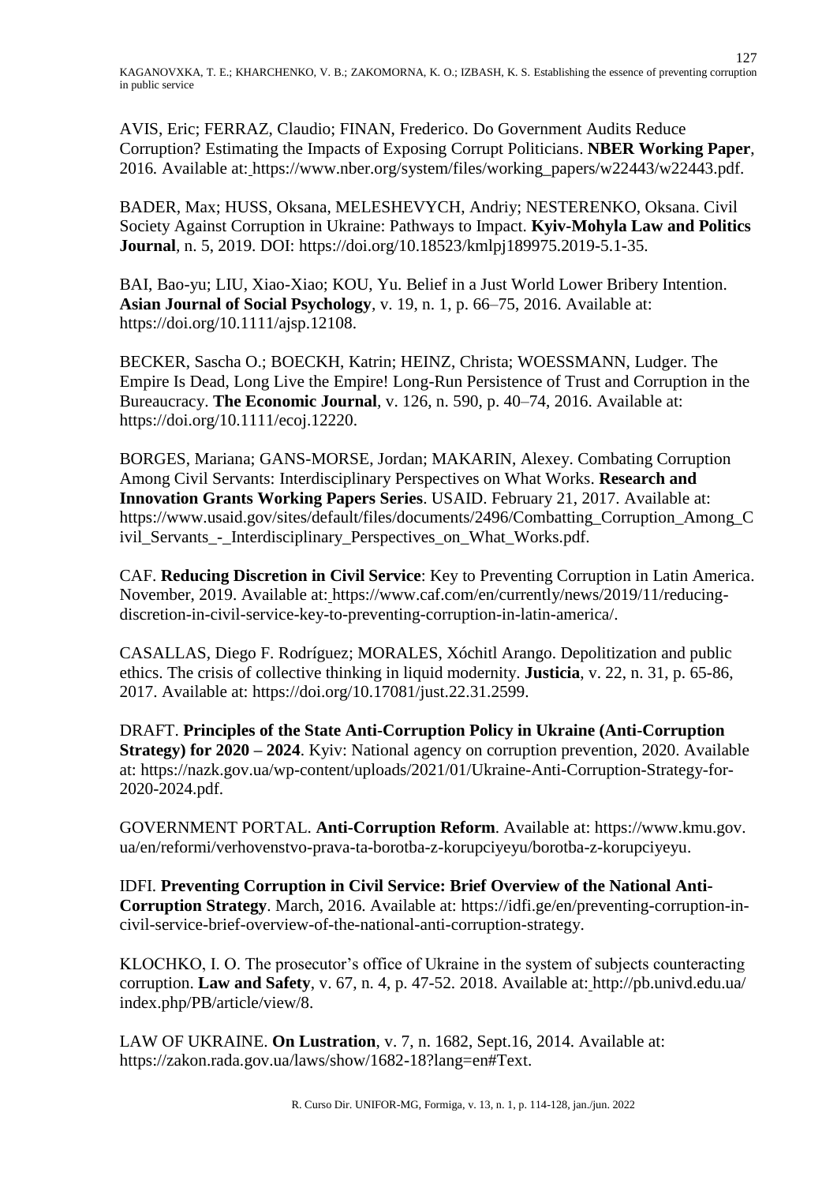AVIS, Eric; FERRAZ, Claudio; FINAN, Frederico. Do Government Audits Reduce Corruption? Estimating the Impacts of Exposing Corrupt Politicians. **NBER Working Paper**, 2016. Available at: https://www.nber.org/system/files/working_papers/w22443/w22443.pdf.

BADER, Max; HUSS, Oksana, MELESHEVYCH, Andriy; NESTERENKO, Oksana. Civil Society Against Corruption in Ukraine: Pathways to Impact. **Kyiv-Mohyla Law and Politics Journal**, n. 5, 2019. DOI: https://doi.org/10.18523/kmlpj189975.2019-5.1-35.

BAI, Bao-yu; LIU, Xiao-Xiao; KOU, Yu. Belief in a Just World Lower Bribery Intention. **Asian Journal of Social Psychology**, v. 19, n. 1, p. 66–75, 2016. Available at: https://doi.org/10.1111/ajsp.12108.

BECKER, Sascha O.; BOECKH, Katrin; HEINZ, Christa; WOESSMANN, Ludger. The Empire Is Dead, Long Live the Empire! Long-Run Persistence of Trust and Corruption in the Bureaucracy. **The Economic Journal**, v. 126, n. 590, p. 40–74, 2016. Available at: https://doi.org/10.1111/ecoj.12220.

BORGES, Mariana; GANS-MORSE, Jordan; MAKARIN, Alexey. Combating Corruption Among Civil Servants: Interdisciplinary Perspectives on What Works. **Research and Innovation Grants Working Papers Series**. USAID. February 21, 2017. Available at: https://www.usaid.gov/sites/default/files/documents/2496/Combatting_Corruption_Among_Civil_Servants_-_Interdisciplinary_Perspectives_on_What_Works.pdf.

CAF. **Reducing Discretion in Civil Service**: Key to Preventing Corruption in Latin America. November, 2019. Available at: https://www.caf.com/en/currently/news/2019/11/reducing-discretion-in-civil-service-key-to-preventing-corruption-in-latin-america/.

CASALLAS, Diego F. Rodríguez; MORALES, Xóchitl Arango. Depolitization and public ethics. The crisis of collective thinking in liquid modernity. **Justicia**, v. 22, n. 31, p. 65-86, 2017. Available at: https://doi.org/10.17081/just.22.31.2599.

DRAFT. **Principles of the State Anti-Corruption Policy in Ukraine (Anti-Corruption Strategy) for 2020 – 2024**. Kyiv: National agency on corruption prevention, 2020. Available at: https://nazk.gov.ua/wp-content/uploads/2021/01/Ukraine-Anti-Corruption-Strategy-for-2020-2024.pdf.

GOVERNMENT PORTAL. **Anti-Corruption Reform**. Available at: https://www.kmu.gov.ua/en/reformi/verhovenstvo-prava-ta-borotba-z-korupciyeyu/borotba-z-korupciyeyu.

IDFI. **Preventing Corruption in Civil Service: Brief Overview of the National Anti-Corruption Strategy**. March, 2016. Available at: https://idfi.ge/en/preventing-corruption-in-civil-service-brief-overview-of-the-national-anti-corruption-strategy.

KLOCHKO, I. O. The prosecutor's office of Ukraine in the system of subjects counteracting corruption. **Law and Safety**, v. 67, n. 4, p. 47-52. 2018. Available at: http://pb.univd.edu.ua/index.php/PB/article/view/8.

LAW OF UKRAINE. **On Lustration**, v. 7, n. 1682, Sept.16, 2014. Available at: https://zakon.rada.gov.ua/laws/show/1682-18?lang=en#Text.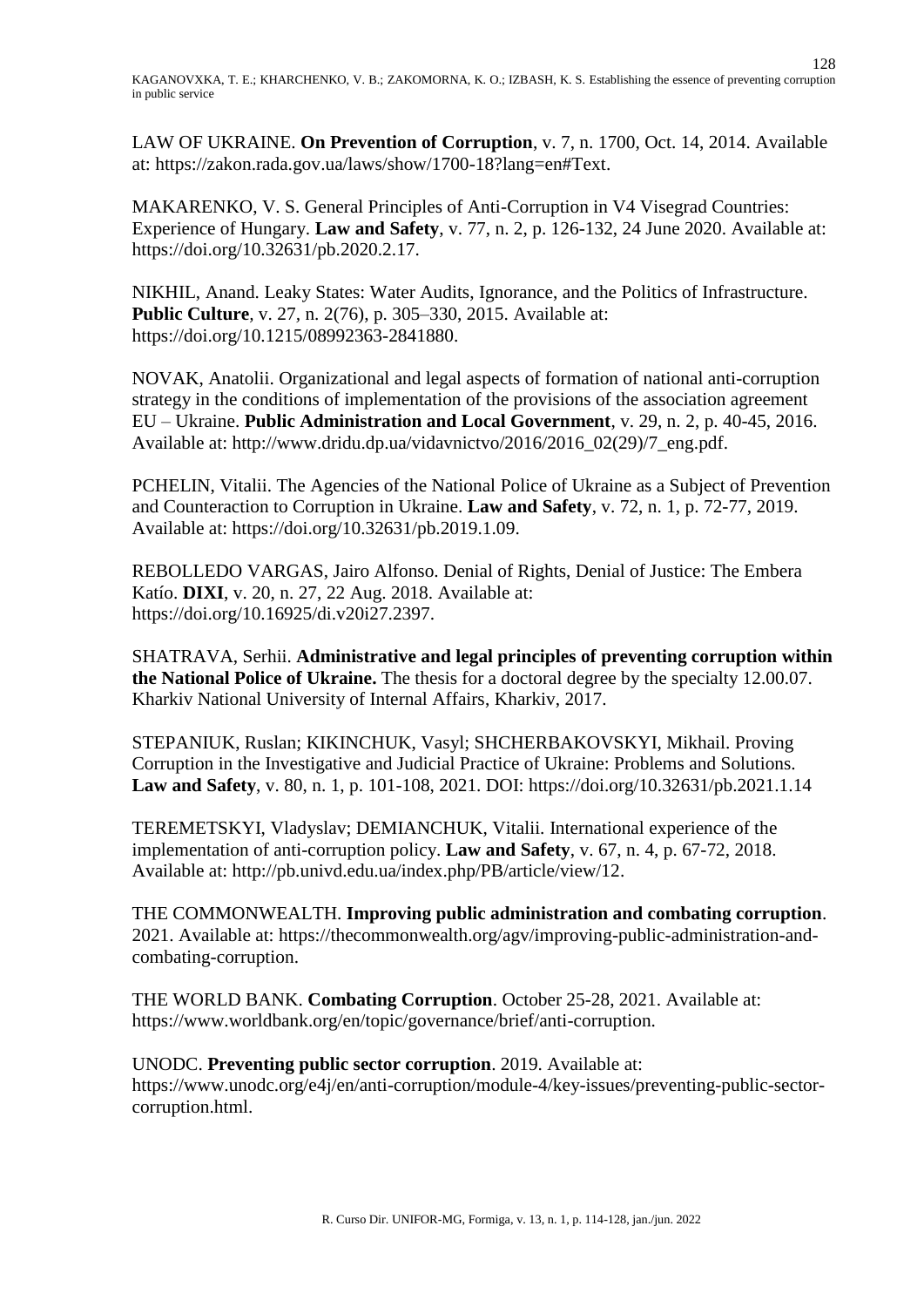LAW OF UKRAINE. **On Prevention of Corruption**, v. 7, n. 1700, Oct. 14, 2014. Available at: https://zakon.rada.gov.ua/laws/show/1700-18?lang=en#Text.

MAKARENKO, V. S. General Principles of Anti-Corruption in V4 Visegrad Countries: Experience of Hungary. **Law and Safety**, v. 77, n. 2, p. 126-132, 24 June 2020. Available at: https://doi.org/10.32631/pb.2020.2.17.

NIKHIL, Anand. Leaky States: Water Audits, Ignorance, and the Politics of Infrastructure. **Public Culture**, v. 27, n. 2(76), p. 305–330, 2015. Available at: https://doi.org/10.1215/08992363-2841880.

NOVAK, Anatolii. Organizational and legal aspects of formation of national anti-corruption strategy in the conditions of implementation of the provisions of the association agreement EU – Ukraine. **Public Administration and Local Government**, v. 29, n. 2, p. 40-45, 2016. Available at: http://www.dridu.dp.ua/vidavnictvo/2016/2016_02(29)/7_eng.pdf.

PCHELIN, Vitalii. The Agencies of the National Police of Ukraine as a Subject of Prevention and Counteraction to Corruption in Ukraine. **Law and Safety**, v. 72, n. 1, p. 72-77, 2019. Available at: https://doi.org/10.32631/pb.2019.1.09.

REBOLLEDO VARGAS, Jairo Alfonso. Denial of Rights, Denial of Justice: The Embera Katío. **DIXI**, v. 20, n. 27, 22 Aug. 2018. Available at: https://doi.org/10.16925/di.v20i27.2397.

SHATRAVA, Serhii. **Administrative and legal principles of preventing corruption within the National Police of Ukraine.** The thesis for a doctoral degree by the specialty 12.00.07. Kharkiv National University of Internal Affairs, Kharkiv, 2017.

STEPANIUK, Ruslan; KIKINCHUK, Vasyl; SHCHERBAKOVSKYI, Mikhail. Proving Corruption in the Investigative and Judicial Practice of Ukraine: Problems and Solutions. **Law and Safety**, v. 80, n. 1, p. 101-108, 2021. DOI: https://doi.org/10.32631/pb.2021.1.14

TEREMETSKYI, Vladyslav; DEMIANCHUK, Vitalii. International experience of the implementation of anti-corruption policy. **Law and Safety**, v. 67, n. 4, p. 67-72, 2018. Available at: http://pb.univd.edu.ua/index.php/PB/article/view/12.

THE COMMONWEALTH. **Improving public administration and combating corruption**. 2021. Available at: https://thecommonwealth.org/agv/improving-public-administration-and-combating-corruption.

THE WORLD BANK. **Combating Corruption**. October 25-28, 2021. Available at: https://www.worldbank.org/en/topic/governance/brief/anti-corruption.

UNODC. **Preventing public sector corruption**. 2019. Available at: https://www.unodc.org/e4j/en/anti-corruption/module-4/key-issues/preventing-public-sector-corruption.html.